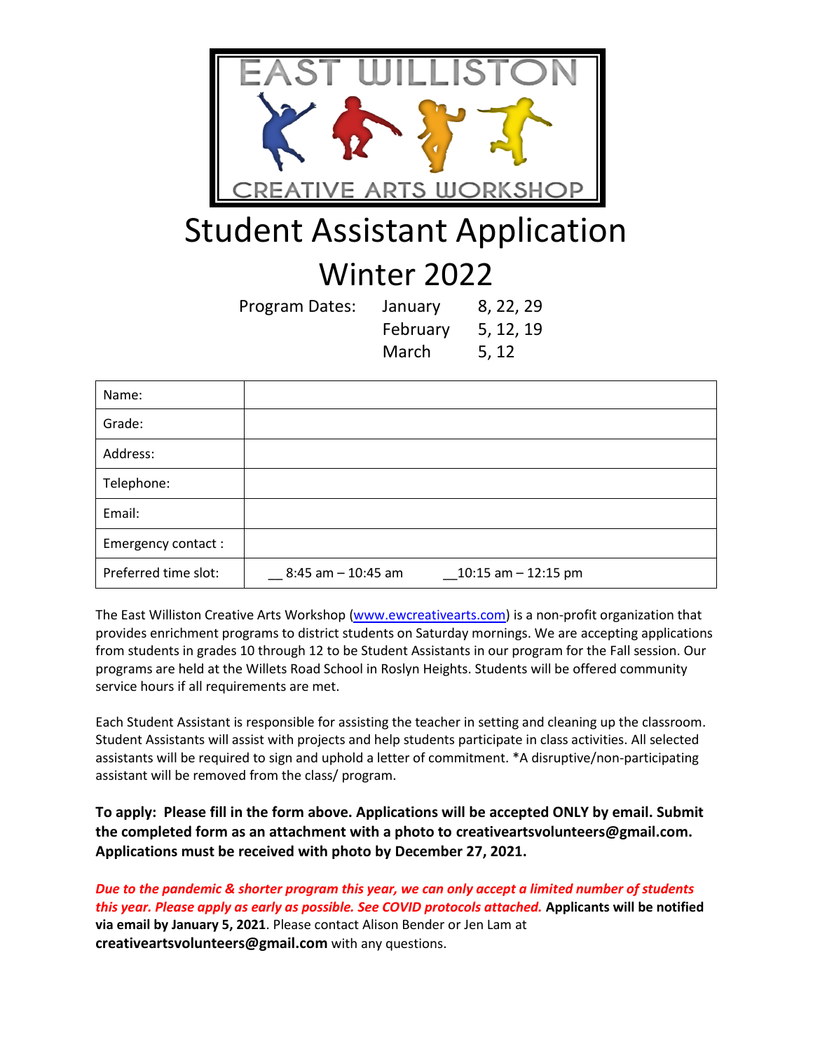EAST WILLISTON CREATIVE ARTS WORKSHOP

# Student Assistant Application

# Winter 2022

| Program Dates: | January | 8, 22, 29 |
|---|---|---|
| | February | 5, 12, 19 |
| | March | 5, 12 |

| Name: | |
|---|---|
| Grade: | |
| Address: | |
| Telephone: | |
| Email: | |
| Emergency contact : | |
| Preferred time slot: | __ 8:45 am – 10:45 am &nbsp;&nbsp;&nbsp; __10:15 am – 12:15 pm |

The East Williston Creative Arts Workshop (www.ewcreativearts.com) is a non-profit organization that provides enrichment programs to district students on Saturday mornings. We are accepting applications from students in grades 10 through 12 to be Student Assistants in our program for the Fall session. Our programs are held at the Willets Road School in Roslyn Heights. Students will be offered community service hours if all requirements are met.

Each Student Assistant is responsible for assisting the teacher in setting and cleaning up the classroom. Student Assistants will assist with projects and help students participate in class activities. All selected assistants will be required to sign and uphold a letter of commitment. *A disruptive/non-participating assistant will be removed from the class/ program.

**To apply: Please fill in the form above. Applications will be accepted ONLY by email. Submit the completed form as an attachment with a photo to creativeartsvolunteers@gmail.com. Applications must be received with photo by December 27, 2021.**

***Due to the pandemic & shorter program this year, we can only accept a limited number of students this year. Please apply as early as possible. See COVID protocols attached.*** **Applicants will be notified via email by January 5, 2021**. Please contact Alison Bender or Jen Lam at **creativeartsvolunteers@gmail.com** with any questions.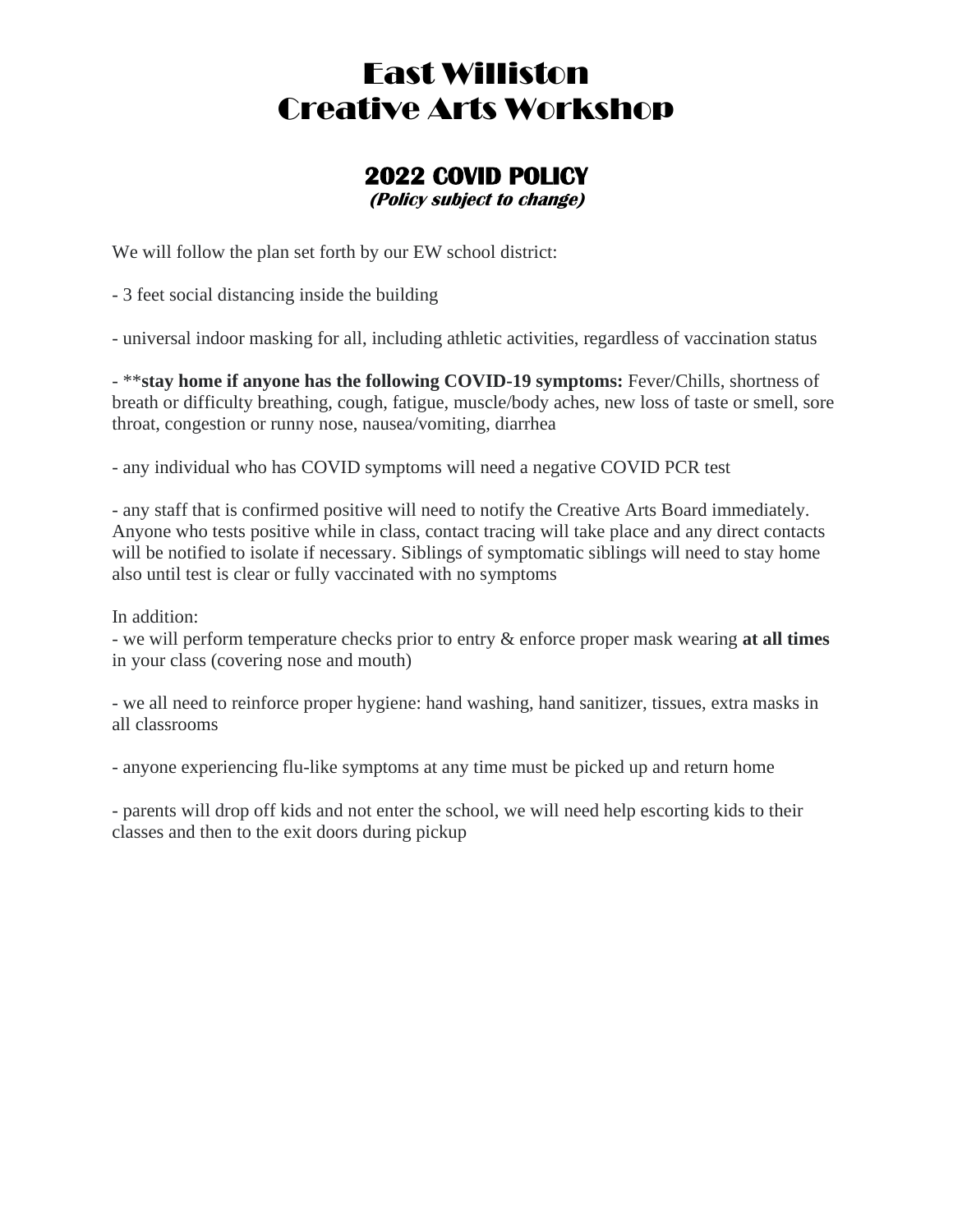# East Williston
# Creative Arts Workshop

## 2022 COVID POLICY
***(Policy subject to change)***

We will follow the plan set forth by our EW school district:

- 3 feet social distancing inside the building

- universal indoor masking for all, including athletic activities, regardless of vaccination status

- **stay home if anyone has the following COVID-19 symptoms:** Fever/Chills, shortness of breath or difficulty breathing, cough, fatigue, muscle/body aches, new loss of taste or smell, sore throat, congestion or runny nose, nausea/vomiting, diarrhea

- any individual who has COVID symptoms will need a negative COVID PCR test

- any staff that is confirmed positive will need to notify the Creative Arts Board immediately. Anyone who tests positive while in class, contact tracing will take place and any direct contacts will be notified to isolate if necessary. Siblings of symptomatic siblings will need to stay home also until test is clear or fully vaccinated with no symptoms

In addition:

- we will perform temperature checks prior to entry & enforce proper mask wearing **at all times** in your class (covering nose and mouth)

- we all need to reinforce proper hygiene: hand washing, hand sanitizer, tissues, extra masks in all classrooms

- anyone experiencing flu-like symptoms at any time must be picked up and return home

- parents will drop off kids and not enter the school, we will need help escorting kids to their classes and then to the exit doors during pickup